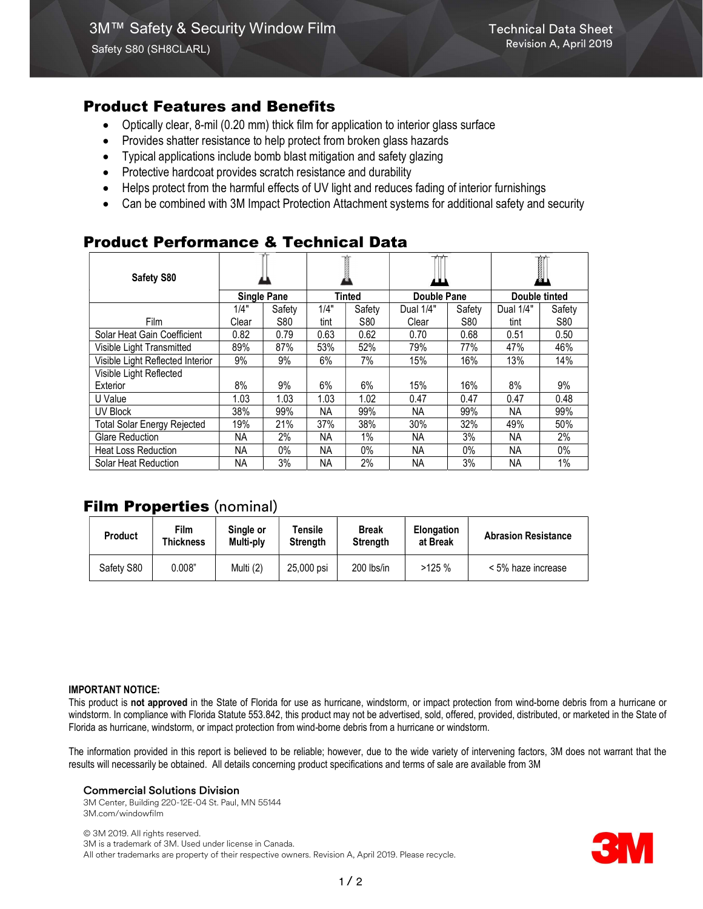# 3M™ Safety & Security Window Film

Safety S80 (SH8CLARL)

Technical Data Sheet
Revision A, April 2019

## Product Features and Benefits

- Optically clear, 8-mil (0.20 mm) thick film for application to interior glass surface
- Provides shatter resistance to help protect from broken glass hazards
- Typical applications include bomb blast mitigation and safety glazing
- Protective hardcoat provides scratch resistance and durability
- Helps protect from the harmful effects of UV light and reduces fading of interior furnishings
- Can be combined with 3M Impact Protection Attachment systems for additional safety and security

## Product Performance & Technical Data

| Safety S80 | Single Pane | | Tinted | | Double Pane | | Double tinted | |
|---|---|---|---|---|---|---|---|---|
| Film | 1/4" Clear | Safety S80 | 1/4" tint | Safety S80 | Dual 1/4" Clear | Safety S80 | Dual 1/4" tint | Safety S80 |
| Solar Heat Gain Coefficient | 0.82 | 0.79 | 0.63 | 0.62 | 0.70 | 0.68 | 0.51 | 0.50 |
| Visible Light Transmitted | 89% | 87% | 53% | 52% | 79% | 77% | 47% | 46% |
| Visible Light Reflected Interior | 9% | 9% | 6% | 7% | 15% | 16% | 13% | 14% |
| Visible Light Reflected Exterior | 8% | 9% | 6% | 6% | 15% | 16% | 8% | 9% |
| U Value | 1.03 | 1.03 | 1.03 | 1.02 | 0.47 | 0.47 | 0.47 | 0.48 |
| UV Block | 38% | 99% | NA | 99% | NA | 99% | NA | 99% |
| Total Solar Energy Rejected | 19% | 21% | 37% | 38% | 30% | 32% | 49% | 50% |
| Glare Reduction | NA | 2% | NA | 1% | NA | 3% | NA | 2% |
| Heat Loss Reduction | NA | 0% | NA | 0% | NA | 0% | NA | 0% |
| Solar Heat Reduction | NA | 3% | NA | 2% | NA | 3% | NA | 1% |

## Film Properties (nominal)

| Product | Film Thickness | Single or Multi-ply | Tensile Strength | Break Strength | Elongation at Break | Abrasion Resistance |
|---|---|---|---|---|---|---|
| Safety S80 | 0.008" | Multi (2) | 25,000 psi | 200 lbs/in | >125 % | < 5% haze increase |

**IMPORTANT NOTICE:**

This product is **not approved** in the State of Florida for use as hurricane, windstorm, or impact protection from wind-borne debris from a hurricane or windstorm. In compliance with Florida Statute 553.842, this product may not be advertised, sold, offered, provided, distributed, or marketed in the State of Florida as hurricane, windstorm, or impact protection from wind-borne debris from a hurricane or windstorm.

The information provided in this report is believed to be reliable; however, due to the wide variety of intervening factors, 3M does not warrant that the results will necessarily be obtained. All details concerning product specifications and terms of sale are available from 3M

**Commercial Solutions Division**
3M Center, Building 220-12E-04 St. Paul, MN 55144
3M.com/windowfilm

© 3M 2019. All rights reserved.
3M is a trademark of 3M. Used under license in Canada.
All other trademarks are property of their respective owners. Revision A, April 2019. Please recycle.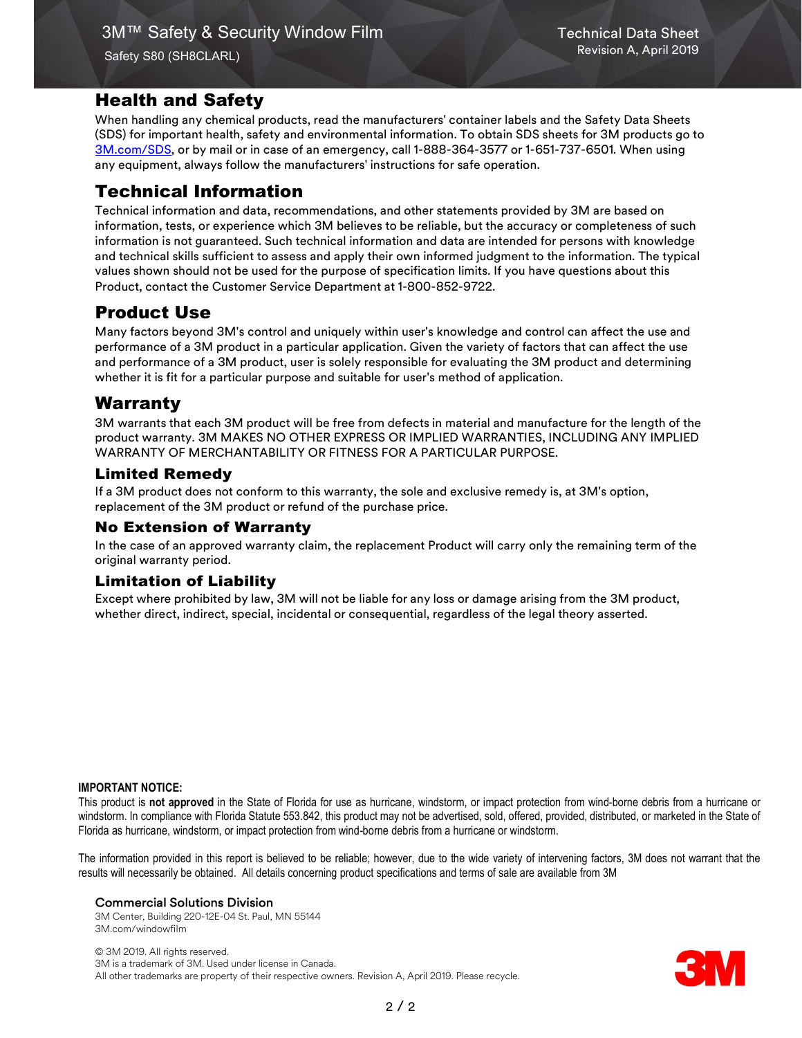## Health and Safety

When handling any chemical products, read the manufacturers' container labels and the Safety Data Sheets (SDS) for important health, safety and environmental information. To obtain SDS sheets for 3M products go to 3M.com/SDS, or by mail or in case of an emergency, call 1-888-364-3577 or 1-651-737-6501. When using any equipment, always follow the manufacturers' instructions for safe operation.

## Technical Information

Technical information and data, recommendations, and other statements provided by 3M are based on information, tests, or experience which 3M believes to be reliable, but the accuracy or completeness of such information is not guaranteed. Such technical information and data are intended for persons with knowledge and technical skills sufficient to assess and apply their own informed judgment to the information. The typical values shown should not be used for the purpose of specification limits. If you have questions about this Product, contact the Customer Service Department at 1-800-852-9722.

## Product Use

Many factors beyond 3M's control and uniquely within user's knowledge and control can affect the use and performance of a 3M product in a particular application. Given the variety of factors that can affect the use and performance of a 3M product, user is solely responsible for evaluating the 3M product and determining whether it is fit for a particular purpose and suitable for user's method of application.

## Warranty

3M warrants that each 3M product will be free from defects in material and manufacture for the length of the product warranty. 3M MAKES NO OTHER EXPRESS OR IMPLIED WARRANTIES, INCLUDING ANY IMPLIED WARRANTY OF MERCHANTABILITY OR FITNESS FOR A PARTICULAR PURPOSE.

### Limited Remedy

If a 3M product does not conform to this warranty, the sole and exclusive remedy is, at 3M's option, replacement of the 3M product or refund of the purchase price.

### No Extension of Warranty

In the case of an approved warranty claim, the replacement Product will carry only the remaining term of the original warranty period.

### Limitation of Liability

Except where prohibited by law, 3M will not be liable for any loss or damage arising from the 3M product, whether direct, indirect, special, incidental or consequential, regardless of the legal theory asserted.

**IMPORTANT NOTICE:**

This product is **not approved** in the State of Florida for use as hurricane, windstorm, or impact protection from wind-borne debris from a hurricane or windstorm. In compliance with Florida Statute 553.842, this product may not be advertised, sold, offered, provided, distributed, or marketed in the State of Florida as hurricane, windstorm, or impact protection from wind-borne debris from a hurricane or windstorm.

The information provided in this report is believed to be reliable; however, due to the wide variety of intervening factors, 3M does not warrant that the results will necessarily be obtained. All details concerning product specifications and terms of sale are available from 3M

**Commercial Solutions Division**
3M Center, Building 220-12E-04 St. Paul, MN 55144
3M.com/windowfilm

© 3M 2019. All rights reserved.
3M is a trademark of 3M. Used under license in Canada.
All other trademarks are property of their respective owners. Revision A, April 2019. Please recycle.